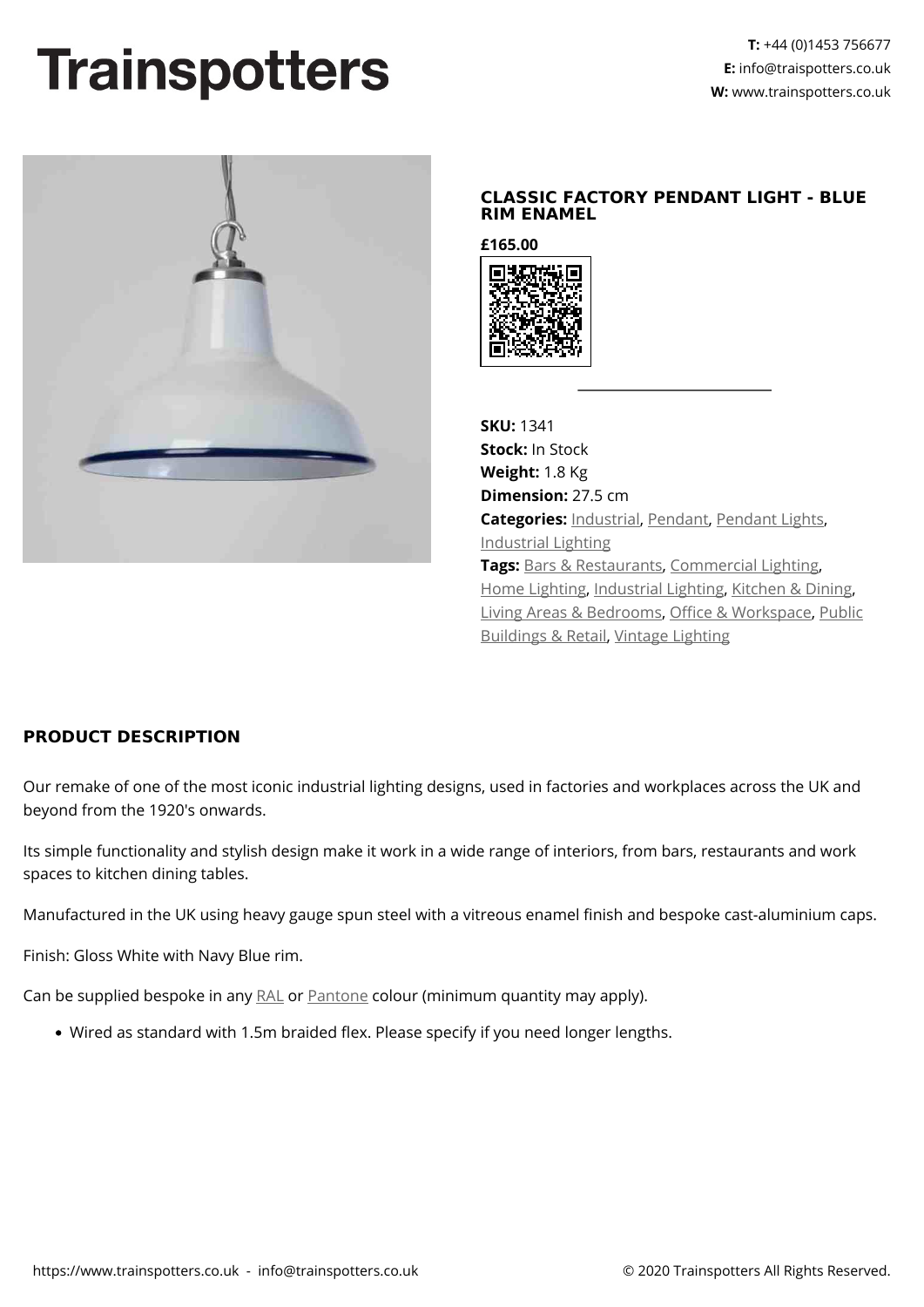# Trainspotters

**T:** +44 (0)1453 756677
**E:** info@traispotters.co.uk
**W:** www.trainspotters.co.uk

## CLASSIC FACTORY PENDANT LIGHT - BLUE RIM ENAMEL

**£165.00**

**SKU:** 1341
**Stock:** In Stock
**Weight:** 1.8 Kg
**Dimension:** 27.5 cm
**Categories:** Industrial, Pendant, Pendant Lights, Industrial Lighting
**Tags:** Bars & Restaurants, Commercial Lighting, Home Lighting, Industrial Lighting, Kitchen & Dining, Living Areas & Bedrooms, Office & Workspace, Public Buildings & Retail, Vintage Lighting

### PRODUCT DESCRIPTION

Our remake of one of the most iconic industrial lighting designs, used in factories and workplaces across the UK and beyond from the 1920's onwards.

Its simple functionality and stylish design make it work in a wide range of interiors, from bars, restaurants and work spaces to kitchen dining tables.

Manufactured in the UK using heavy gauge spun steel with a vitreous enamel finish and bespoke cast-aluminium caps.

Finish: Gloss White with Navy Blue rim.

Can be supplied bespoke in any RAL or Pantone colour (minimum quantity may apply).

- Wired as standard with 1.5m braided flex. Please specify if you need longer lengths.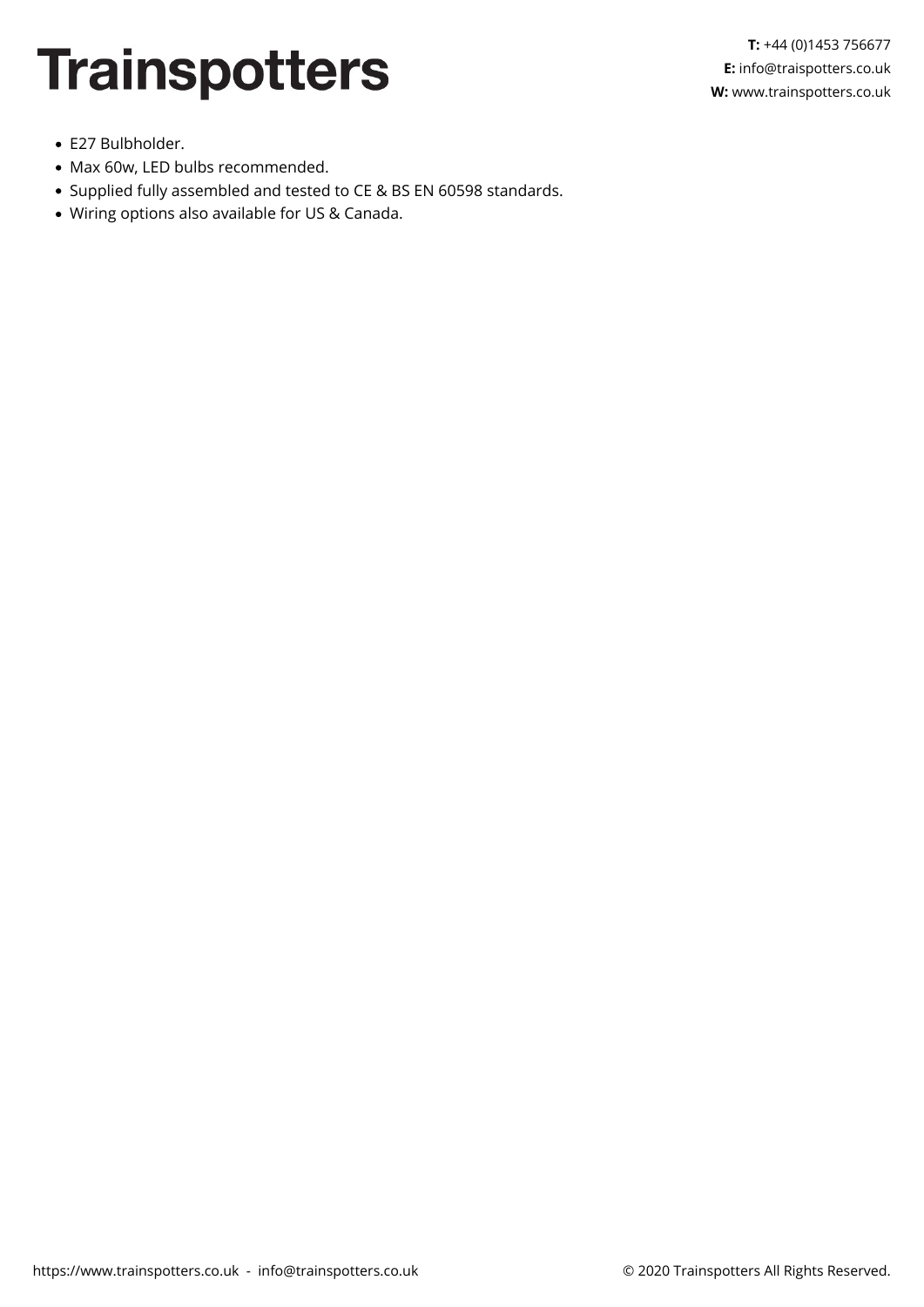- E27 Bulbholder.
- Max 60w, LED bulbs recommended.
- Supplied fully assembled and tested to CE & BS EN 60598 standards.
- Wiring options also available for US & Canada.